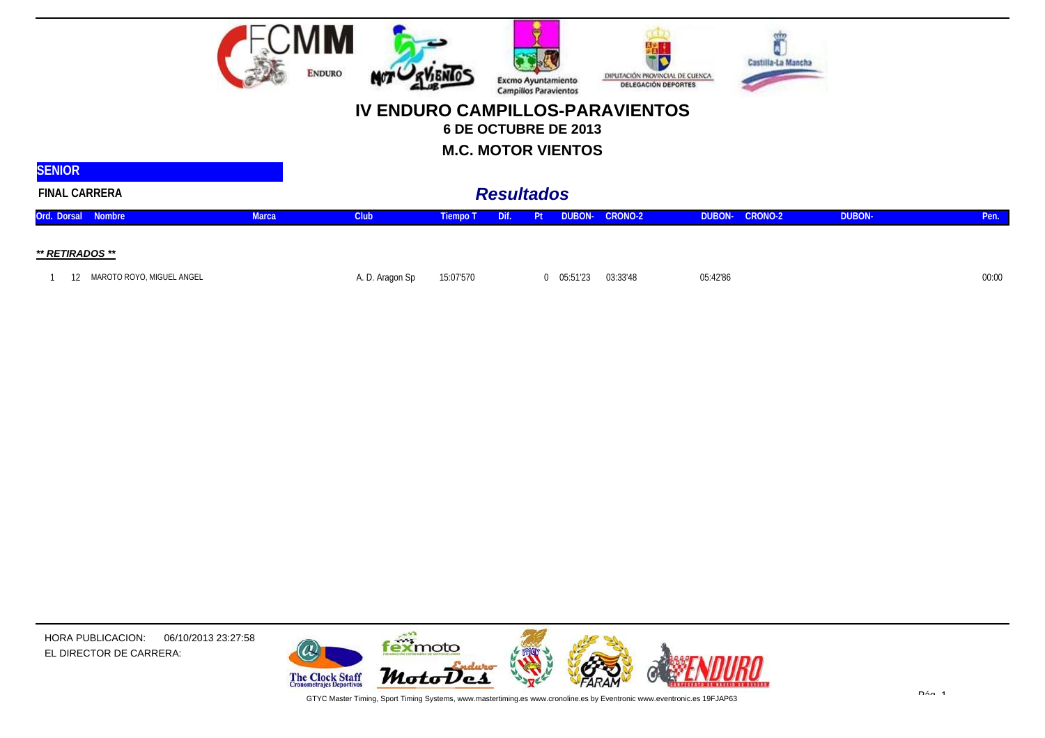# IV ENDURO CAMPILLOS-PARAVIENTOS

**6 DE OCTUBRE DE 2013**

**M.C. MOTOR VIENTOS**

**SENIOR**

**FINAL CARRERA**

## *Resultados*

| Ord. | Dorsal | Nombre | Marca | Club | Tiempo T | Dif. | Pt | DUBON- | CRONO-2 | DUBON- | CRONO-2 | DUBON- | Pen. |
|---|---|---|---|---|---|---|---|---|---|---|---|---|---|
| ***** RETIRADOS ***** | | | | | | | | | | | | | |
| 1 | 12 | MAROTO ROYO, MIGUEL ANGEL | | A. D. Aragon Sp | 15:07'570 | | 0 | 05:51'23 | 03:33'48 | 05:42'86 | | | 00:00 |

HORA PUBLICACION: 06/10/2013 23:27:58

EL DIRECTOR DE CARRERA:

GTYC Master Timing, Sport Timing Systems, www.mastertiming.es www.cronoline.es by Eventronic www.eventronic.es 19FJAP63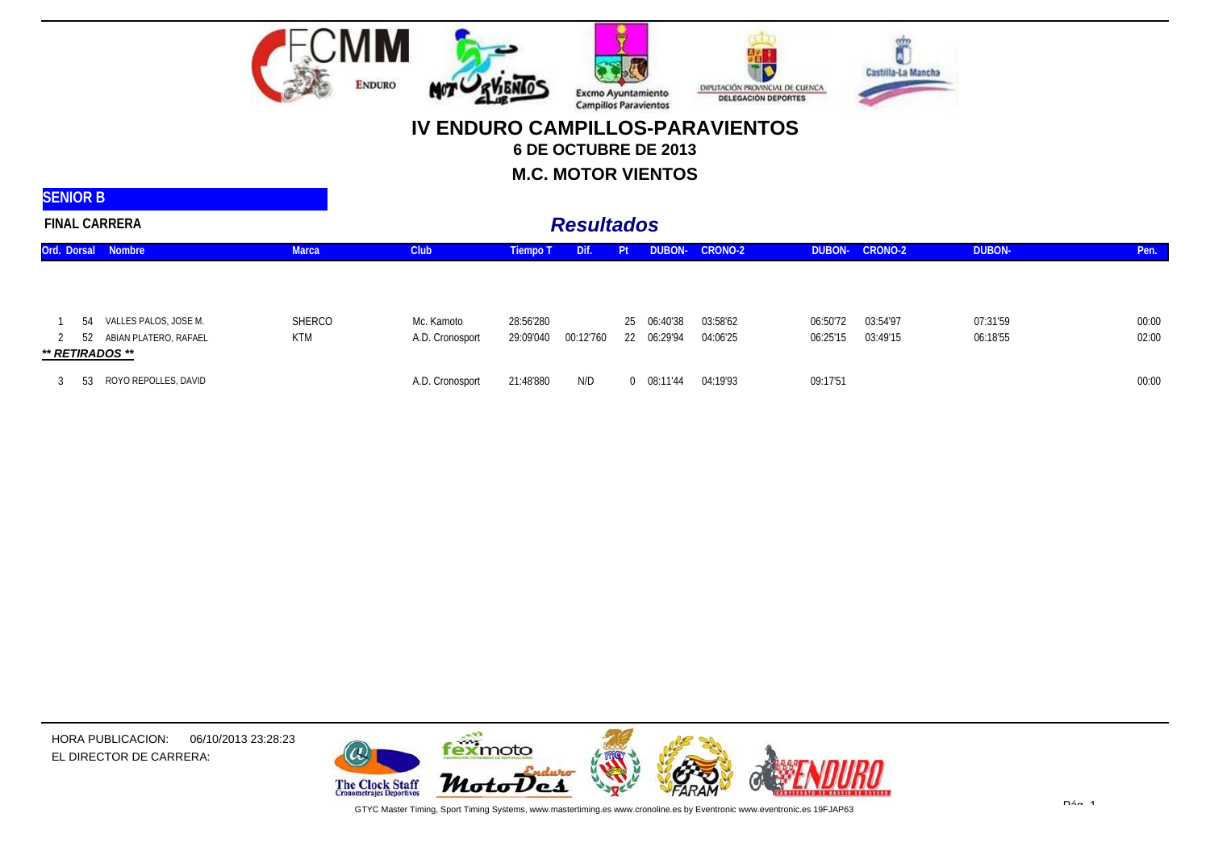# IV ENDURO CAMPILLOS-PARAVIENTOS

**6 DE OCTUBRE DE 2013**

**M.C. MOTOR VIENTOS**

**SENIOR B**

**FINAL CARRERA**

## *Resultados*

| Ord. | Dorsal | Nombre | Marca | Club | Tiempo T | Dif. | Pt | DUBON- | CRONO-2 | DUBON- | CRONO-2 | DUBON- | Pen. |
|---|---|---|---|---|---|---|---|---|---|---|---|---|---|
| 1 | 54 | VALLES PALOS, JOSE M. | SHERCO | Mc. Kamoto | 28:56'280 | | 25 | 06:40'38 | 03:58'62 | 06:50'72 | 03:54'97 | 07:31'59 | 00:00 |
| 2 | 52 | ABIAN PLATERO, RAFAEL | KTM | A.D. Cronosport | 29:09'040 | 00:12'760 | 22 | 06:29'94 | 04:06'25 | 06:25'15 | 03:49'15 | 06:18'55 | 02:00 |
| ***\*\* RETIRADOS \*\**** | | | | | | | | | | | | | |
| 3 | 53 | ROYO REPOLLES, DAVID | | A.D. Cronosport | 21:48'880 | N/D | 0 | 08:11'44 | 04:19'93 | 09:17'51 | | | 00:00 |

HORA PUBLICACION: 06/10/2013 23:28:23

EL DIRECTOR DE CARRERA:

GTYC Master Timing, Sport Timing Systems, www.mastertiming.es www.cronoline.es by Eventronic www.eventronic.es 19FJAP63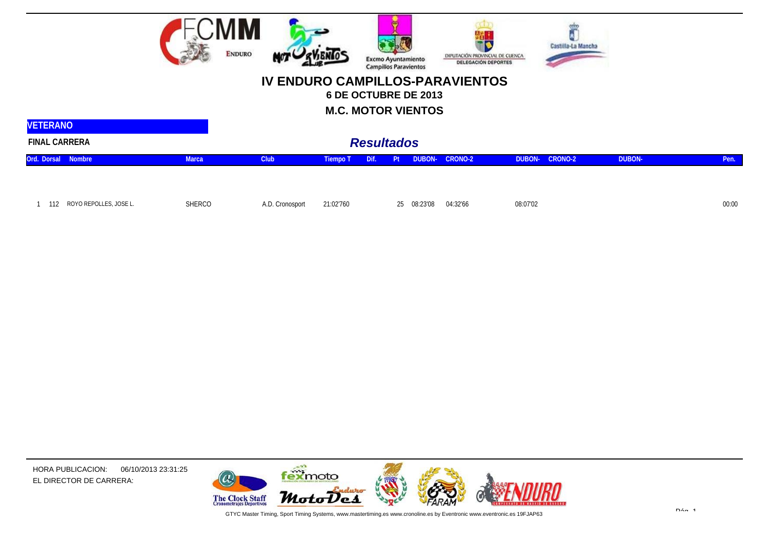# IV ENDURO CAMPILLOS-PARAVIENTOS

### 6 DE OCTUBRE DE 2013

### M.C. MOTOR VIENTOS

**VETERANO**

**FINAL CARRERA**

## *Resultados*

| Ord. | Dorsal | Nombre | Marca | Club | Tiempo T | Dif. | Pt | DUBON- | CRONO-2 | DUBON- | CRONO-2 | DUBON- | Pen. |
|---|---|---|---|---|---|---|---|---|---|---|---|---|---|
| 1 | 112 | ROYO REPOLLES, JOSE L. | SHERCO | A.D. Cronosport | 21:02'760 | | 25 | 08:23'08 | 04:32'66 | 08:07'02 | | | 00:00 |

HORA PUBLICACION: 06/10/2013 23:31:25

EL DIRECTOR DE CARRERA: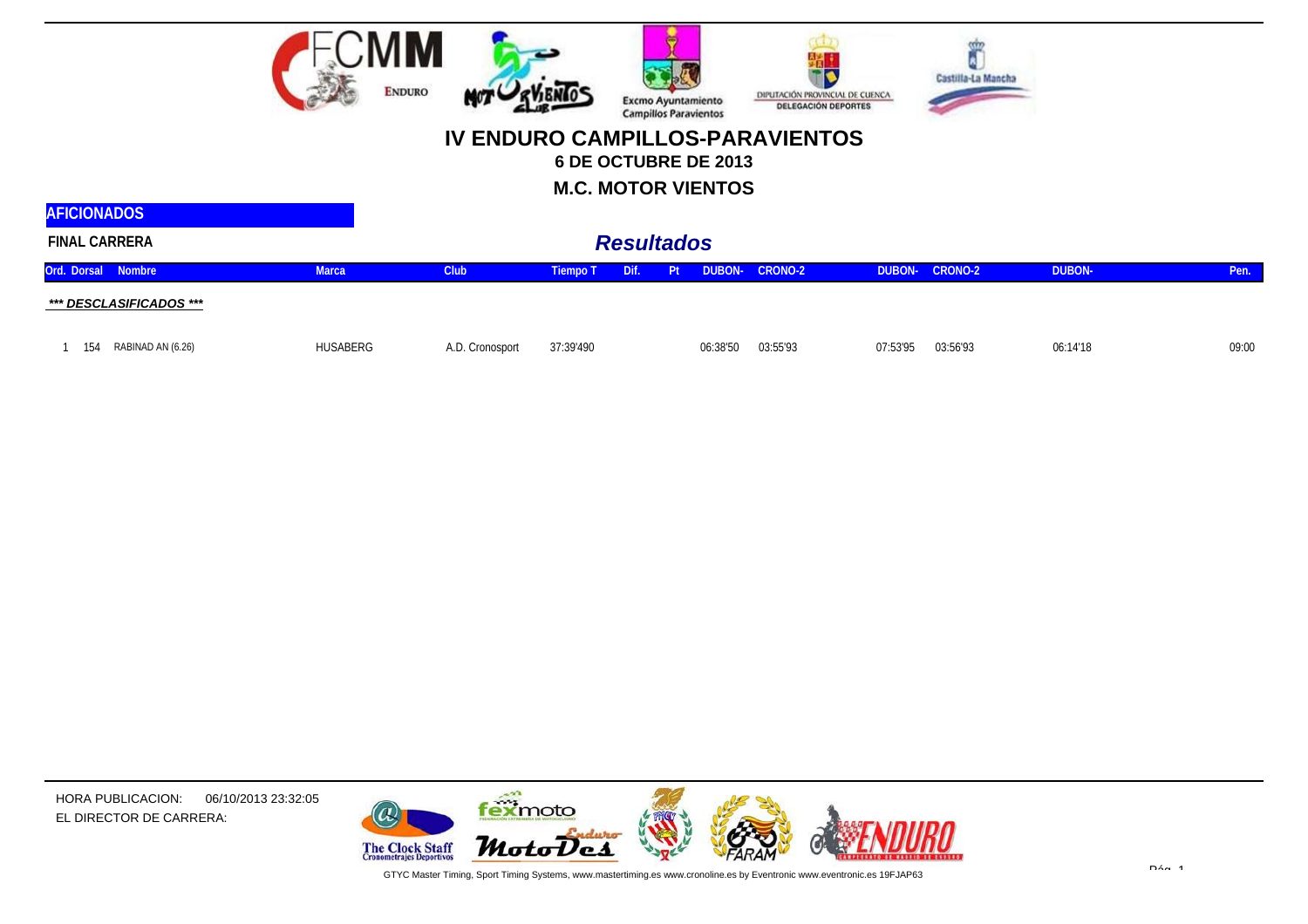# IV ENDURO CAMPILLOS-PARAVIENTOS

**6 DE OCTUBRE DE 2013**

**M.C. MOTOR VIENTOS**

**AFICIONADOS**

**FINAL CARRERA**

## *Resultados*

| Ord. | Dorsal | Nombre | Marca | Club | Tiempo T | Dif. | Pt | DUBON- | CRONO-2 | DUBON- | CRONO-2 | DUBON- | Pen. |
|---|---|---|---|---|---|---|---|---|---|---|---|---|---|
| ***\*\*\* DESCLASIFICADOS \*\*\**** | | | | | | | | | | | | | |
| 1 | 154 | RABINAD AN (6.26) | HUSABERG | A.D. Cronosport | 37:39'490 | | | 06:38'50 | 03:55'93 | 07:53'95 | 03:56'93 | 06:14'18 | 09:00 |

HORA PUBLICACION: 06/10/2013 23:32:05

EL DIRECTOR DE CARRERA:

GTYC Master Timing, Sport Timing Systems, www.mastertiming.es www.cronoline.es by Eventronic www.eventronic.es 19FJAP63